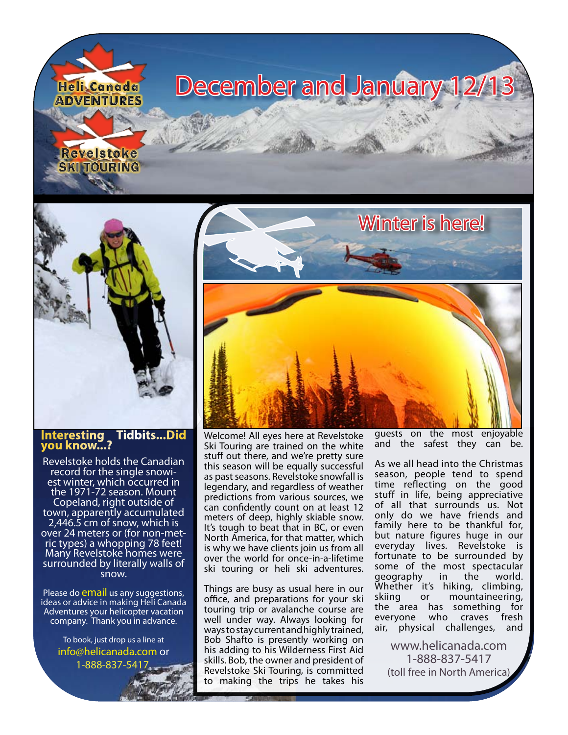Heli Canada ADVENTURES

Revelstoke SKI TOURING

# December and January 12/13

## Winter is here!

Welcome! All eyes here at Revelstoke Ski Touring are trained on the white stuff out there, and we're pretty sure this season will be equally successful as past seasons. Revelstoke snowfall is legendary, and regardless of weather predictions from various sources, we can confidently count on at least 12 meters of deep, highly skiable snow. It's tough to beat that in BC, or even North America, for that matter, which is why we have clients join us from all over the world for once-in-a-lifetime ski touring or heli ski adventures.

Things are busy as usual here in our office, and preparations for your ski touring trip or avalanche course are well under way. Always looking for ways to stay current and highly trained, Bob Shafto is presently working on his adding to his Wilderness First Aid skills. Bob, the owner and president of Revelstoke Ski Touring, is committed to making the trips he takes his guests on the most enjoyable and the safest they can be.

As we all head into the Christmas season, people tend to spend time reflecting on the good stuff in life, being appreciative of all that surrounds us. Not only do we have friends and family here to be thankful for, but nature figures huge in our everyday lives. Revelstoke is fortunate to be surrounded by some of the most spectacular geography in the world. Whether it's hiking, climbing, skiing or mountaineering, the area has something for everyone who craves fresh air, physical challenges, and

www.helicanada.com
1-888-837-5417
(toll free in North America)

### Interesting Tidbits...Did you know...?

Revelstoke holds the Canadian record for the single snowiest winter, which occurred in the 1971-72 season. Mount Copeland, right outside of town, apparently accumulated 2,446.5 cm of snow, which is over 24 meters or (for non-metric types) a whopping 78 feet! Many Revelstoke homes were surrounded by literally walls of snow.

Please do email us any suggestions, ideas or advice in making Heli Canada Adventures your helicopter vacation company. Thank you in advance.

To book, just drop us a line at info@helicanada.com or 1-888-837-5417.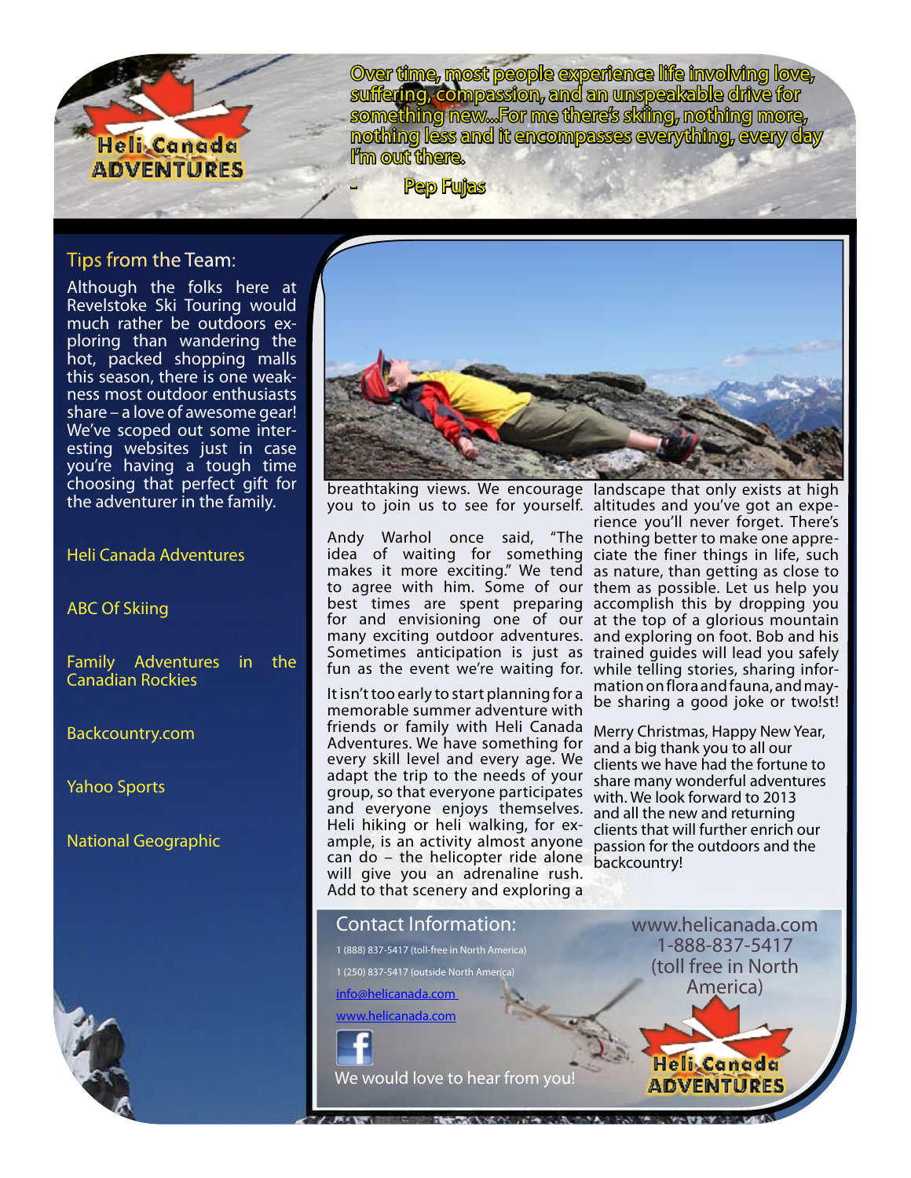Heli Canada ADVENTURES

Over time, most people experience life involving love, suffering, compassion, and an unspeakable drive for something new...For me there's skiing, nothing more, nothing less and it encompasses everything, every day I'm out there.

- Pep Fujas

## Tips from the Team:

Although the folks here at Revelstoke Ski Touring would much rather be outdoors exploring than wandering the hot, packed shopping malls this season, there is one weakness most outdoor enthusiasts share – a love of awesome gear! We've scoped out some interesting websites just in case you're having a tough time choosing that perfect gift for the adventurer in the family.

Heli Canada Adventures

ABC Of Skiing

Family Adventures in the Canadian Rockies

Backcountry.com

Yahoo Sports

National Geographic

breathtaking views. We encourage you to join us to see for yourself.

Andy Warhol once said, "The idea of waiting for something makes it more exciting." We tend to agree with him. Some of our best times are spent preparing for and envisioning one of our many exciting outdoor adventures. Sometimes anticipation is just as fun as the event we're waiting for.

It isn't too early to start planning for a memorable summer adventure with friends or family with Heli Canada Adventures. We have something for every skill level and every age. We adapt the trip to the needs of your group, so that everyone participates and everyone enjoys themselves. Heli hiking or heli walking, for example, is an activity almost anyone can do – the helicopter ride alone will give you an adrenaline rush. Add to that scenery and exploring a landscape that only exists at high altitudes and you've got an experience you'll never forget. There's nothing better to make one appreciate the finer things in life, such as nature, than getting as close to them as possible. Let us help you accomplish this by dropping you at the top of a glorious mountain and exploring on foot. Bob and his trained guides will lead you safely while telling stories, sharing information on flora and fauna, and maybe be sharing a good joke or two!st!

Merry Christmas, Happy New Year, and a big thank you to all our clients we have had the fortune to share many wonderful adventures with. We look forward to 2013 with all the new and returning clients that will further enrich our passion for the outdoors and the backcountry!

## Contact Information:

1 (888) 837-5417 (toll-free in North America)

1 (250) 837-5417 (outside North America)

info@helicanada.com

www.helicanada.com

We would love to hear from you!

www.helicanada.com
1-888-837-5417
(toll free in North America)

Heli Canada ADVENTURES